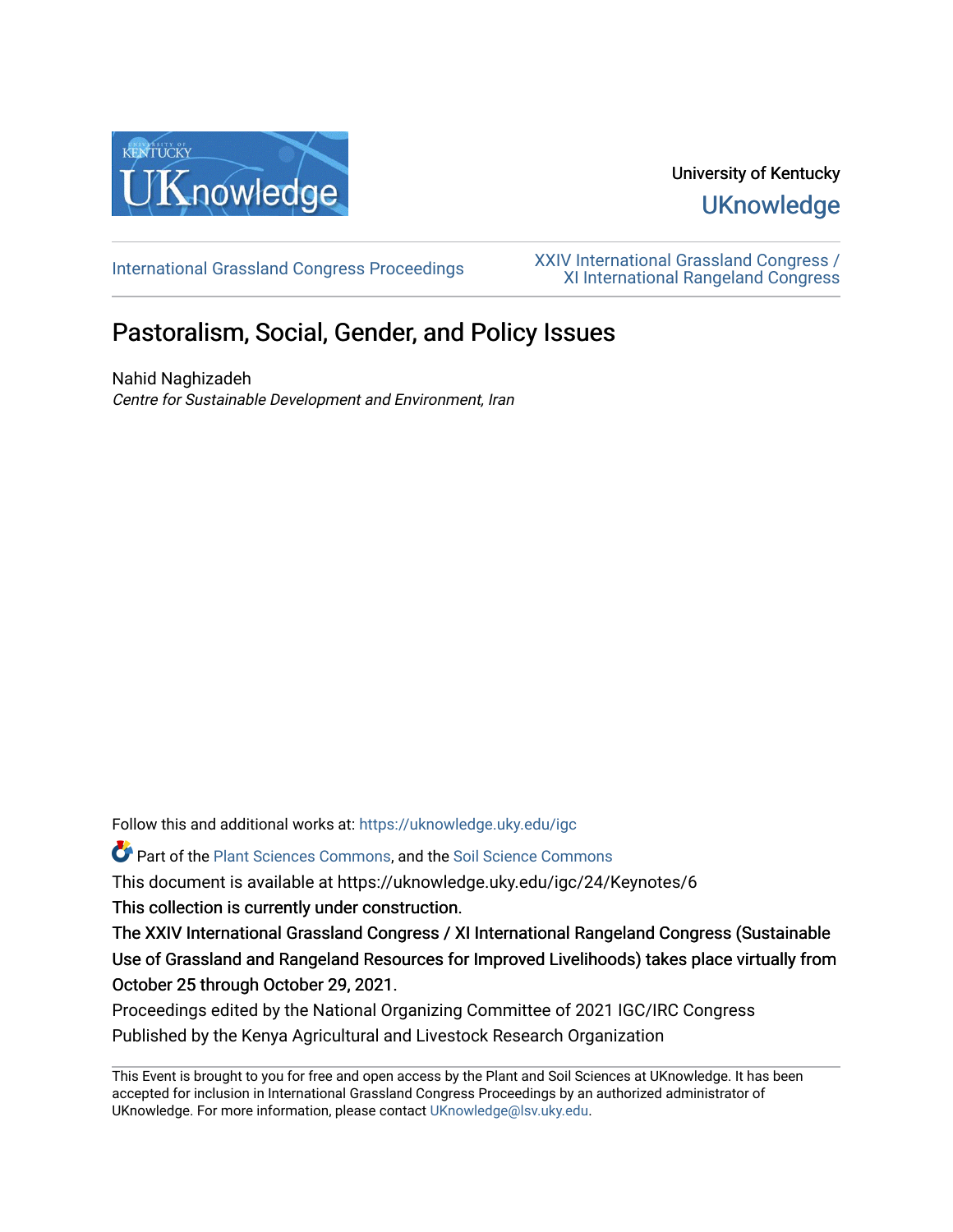University of Kentucky

UKnowledge

International Grassland Congress Proceedings

XXIV International Grassland Congress / XI International Rangeland Congress

# Pastoralism, Social, Gender, and Policy Issues

Nahid Naghizadeh
*Centre for Sustainable Development and Environment, Iran*

Follow this and additional works at: https://uknowledge.uky.edu/igc

Part of the Plant Sciences Commons, and the Soil Science Commons

This document is available at https://uknowledge.uky.edu/igc/24/Keynotes/6

This collection is currently under construction.

The XXIV International Grassland Congress / XI International Rangeland Congress (Sustainable Use of Grassland and Rangeland Resources for Improved Livelihoods) takes place virtually from October 25 through October 29, 2021.

Proceedings edited by the National Organizing Committee of 2021 IGC/IRC Congress

Published by the Kenya Agricultural and Livestock Research Organization

This Event is brought to you for free and open access by the Plant and Soil Sciences at UKnowledge. It has been accepted for inclusion in International Grassland Congress Proceedings by an authorized administrator of UKnowledge. For more information, please contact UKnowledge@lsv.uky.edu.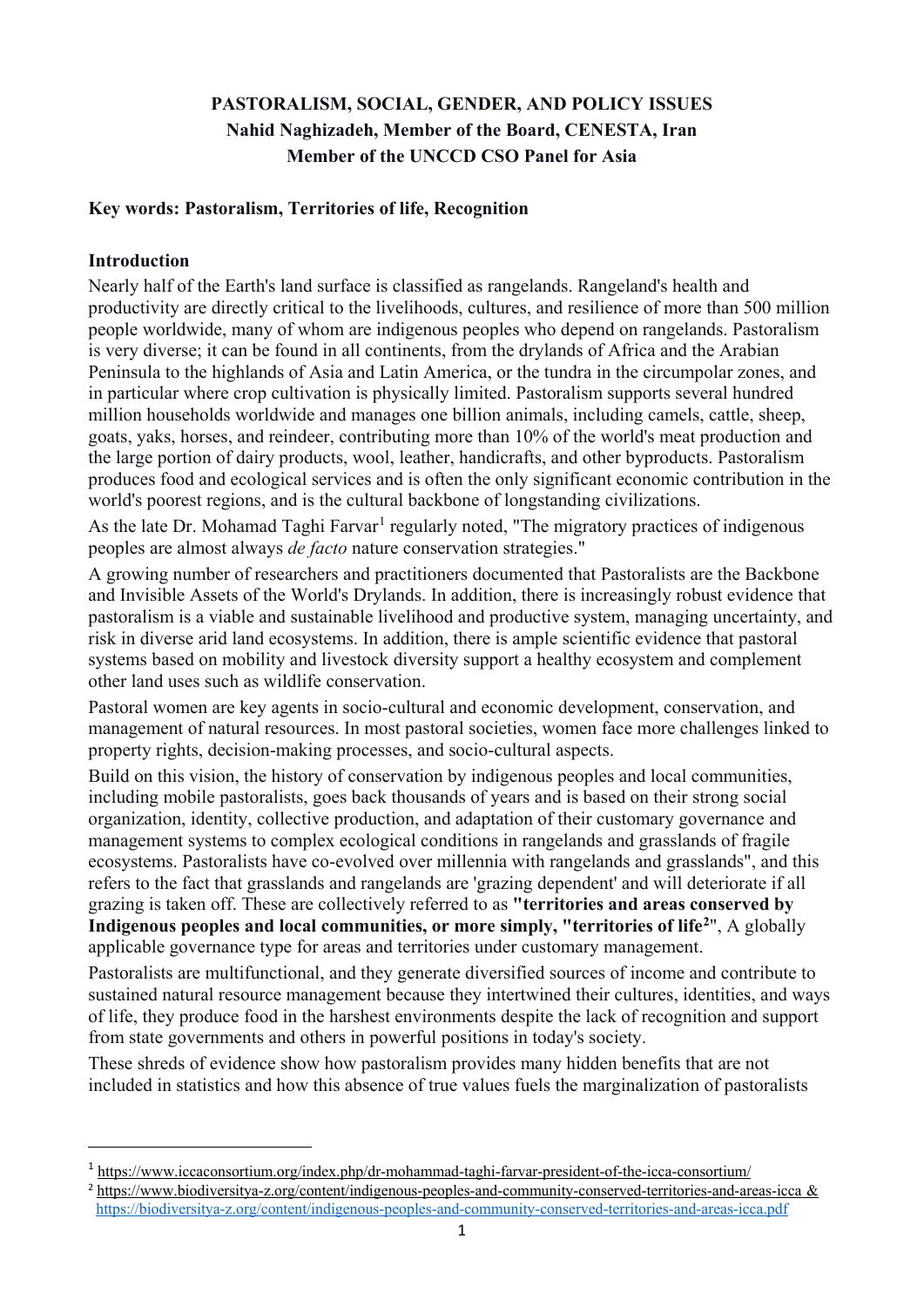**PASTORALISM, SOCIAL, GENDER, AND POLICY ISSUES**
**Nahid Naghizadeh, Member of the Board, CENESTA, Iran**
**Member of the UNCCD CSO Panel for Asia**

**Key words: Pastoralism, Territories of life, Recognition**

## Introduction

Nearly half of the Earth's land surface is classified as rangelands. Rangeland's health and productivity are directly critical to the livelihoods, cultures, and resilience of more than 500 million people worldwide, many of whom are indigenous peoples who depend on rangelands. Pastoralism is very diverse; it can be found in all continents, from the drylands of Africa and the Arabian Peninsula to the highlands of Asia and Latin America, or the tundra in the circumpolar zones, and in particular where crop cultivation is physically limited. Pastoralism supports several hundred million households worldwide and manages one billion animals, including camels, cattle, sheep, goats, yaks, horses, and reindeer, contributing more than 10% of the world's meat production and the large portion of dairy products, wool, leather, handicrafts, and other byproducts. Pastoralism produces food and ecological services and is often the only significant economic contribution in the world's poorest regions, and is the cultural backbone of longstanding civilizations.

As the late Dr. Mohamad Taghi Farvar[1] regularly noted, "The migratory practices of indigenous peoples are almost always *de facto* nature conservation strategies."

A growing number of researchers and practitioners documented that Pastoralists are the Backbone and Invisible Assets of the World's Drylands. In addition, there is increasingly robust evidence that pastoralism is a viable and sustainable livelihood and productive system, managing uncertainty, and risk in diverse arid land ecosystems. In addition, there is ample scientific evidence that pastoral systems based on mobility and livestock diversity support a healthy ecosystem and complement other land uses such as wildlife conservation.

Pastoral women are key agents in socio-cultural and economic development, conservation, and management of natural resources. In most pastoral societies, women face more challenges linked to property rights, decision-making processes, and socio-cultural aspects.

Build on this vision, the history of conservation by indigenous peoples and local communities, including mobile pastoralists, goes back thousands of years and is based on their strong social organization, identity, collective production, and adaptation of their customary governance and management systems to complex ecological conditions in rangelands and grasslands of fragile ecosystems. Pastoralists have co-evolved over millennia with rangelands and grasslands", and this refers to the fact that grasslands and rangelands are 'grazing dependent' and will deteriorate if all grazing is taken off. These are collectively referred to as **"territories and areas conserved by Indigenous peoples and local communities, or more simply, "territories of life[2]"**, A globally applicable governance type for areas and territories under customary management.

Pastoralists are multifunctional, and they generate diversified sources of income and contribute to sustained natural resource management because they intertwined their cultures, identities, and ways of life, they produce food in the harshest environments despite the lack of recognition and support from state governments and others in powerful positions in today's society.

These shreds of evidence show how pastoralism provides many hidden benefits that are not included in statistics and how this absence of true values fuels the marginalization of pastoralists

---

[1] https://www.iccaconsortium.org/index.php/dr-mohammad-taghi-farvar-president-of-the-icca-consortium/

[2] https://www.biodiversitya-z.org/content/indigenous-peoples-and-community-conserved-territories-and-areas-icca & https://biodiversitya-z.org/content/indigenous-peoples-and-community-conserved-territories-and-areas-icca.pdf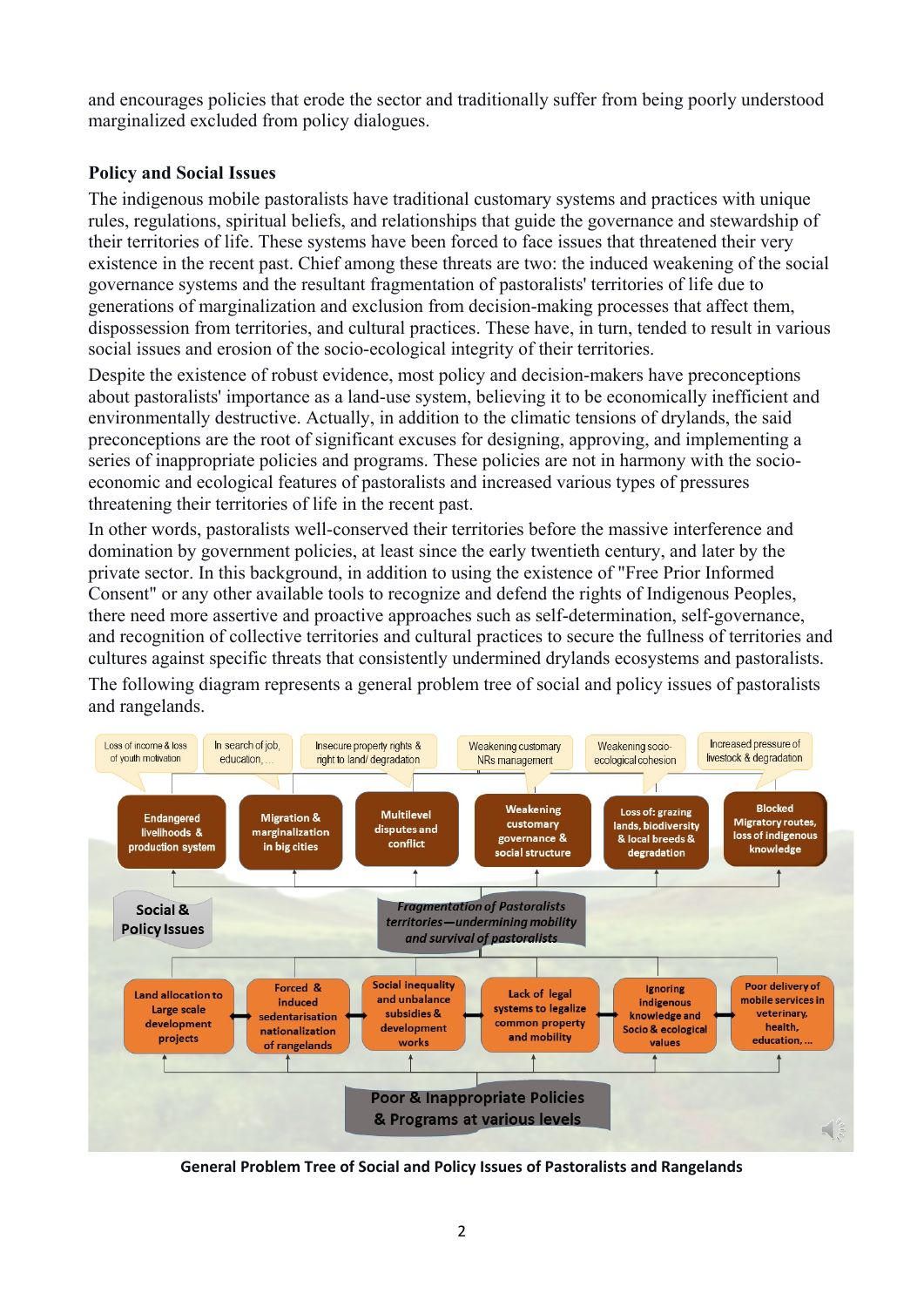and encourages policies that erode the sector and traditionally suffer from being poorly understood marginalized excluded from policy dialogues.

**Policy and Social Issues**

The indigenous mobile pastoralists have traditional customary systems and practices with unique rules, regulations, spiritual beliefs, and relationships that guide the governance and stewardship of their territories of life. These systems have been forced to face issues that threatened their very existence in the recent past. Chief among these threats are two: the induced weakening of the social governance systems and the resultant fragmentation of pastoralists' territories of life due to generations of marginalization and exclusion from decision-making processes that affect them, dispossession from territories, and cultural practices. These have, in turn, tended to result in various social issues and erosion of the socio-ecological integrity of their territories.

Despite the existence of robust evidence, most policy and decision-makers have preconceptions about pastoralists' importance as a land-use system, believing it to be economically inefficient and environmentally destructive. Actually, in addition to the climatic tensions of drylands, the said preconceptions are the root of significant excuses for designing, approving, and implementing a series of inappropriate policies and programs. These policies are not in harmony with the socio-economic and ecological features of pastoralists and increased various types of pressures threatening their territories of life in the recent past.

In other words, pastoralists well-conserved their territories before the massive interference and domination by government policies, at least since the early twentieth century, and later by the private sector. In this background, in addition to using the existence of "Free Prior Informed Consent" or any other available tools to recognize and defend the rights of Indigenous Peoples, there need more assertive and proactive approaches such as self-determination, self-governance, and recognition of collective territories and cultural practices to secure the fullness of territories and cultures against specific threats that consistently undermined drylands ecosystems and pastoralists.

The following diagram represents a general problem tree of social and policy issues of pastoralists and rangelands.

Loss of income & loss of youth motivation | In search of job, education, ... | Insecure property rights & right to land/ degradation | Weakening customary NRs management | Weakening socio-ecological cohesion | Increased pressure of livestock & degradation

Endangered livelihoods & production system | Migration & marginalization in big cities | Multilevel disputes and conflict | Weakening customary governance & social structure | Loss of: grazing lands, biodiversity & local breeds & degradation | Blocked Migratory routes, loss of indigenous knowledge

Social & Policy Issues

Fragmentation of Pastoralists territories—undermining mobility and survival of pastoralists

Land allocation to Large scale development projects | Forced & induced sedentarisation nationalization of rangelands | Social inequality and unbalance subsidies & development works | Lack of legal systems to legalize common property and mobility | Ignoring indigenous knowledge and Socio & ecological values | Poor delivery of mobile services in veterinary, health, education,...

Poor & Inappropriate Policies & Programs at various levels

**General Problem Tree of Social and Policy Issues of Pastoralists and Rangelands**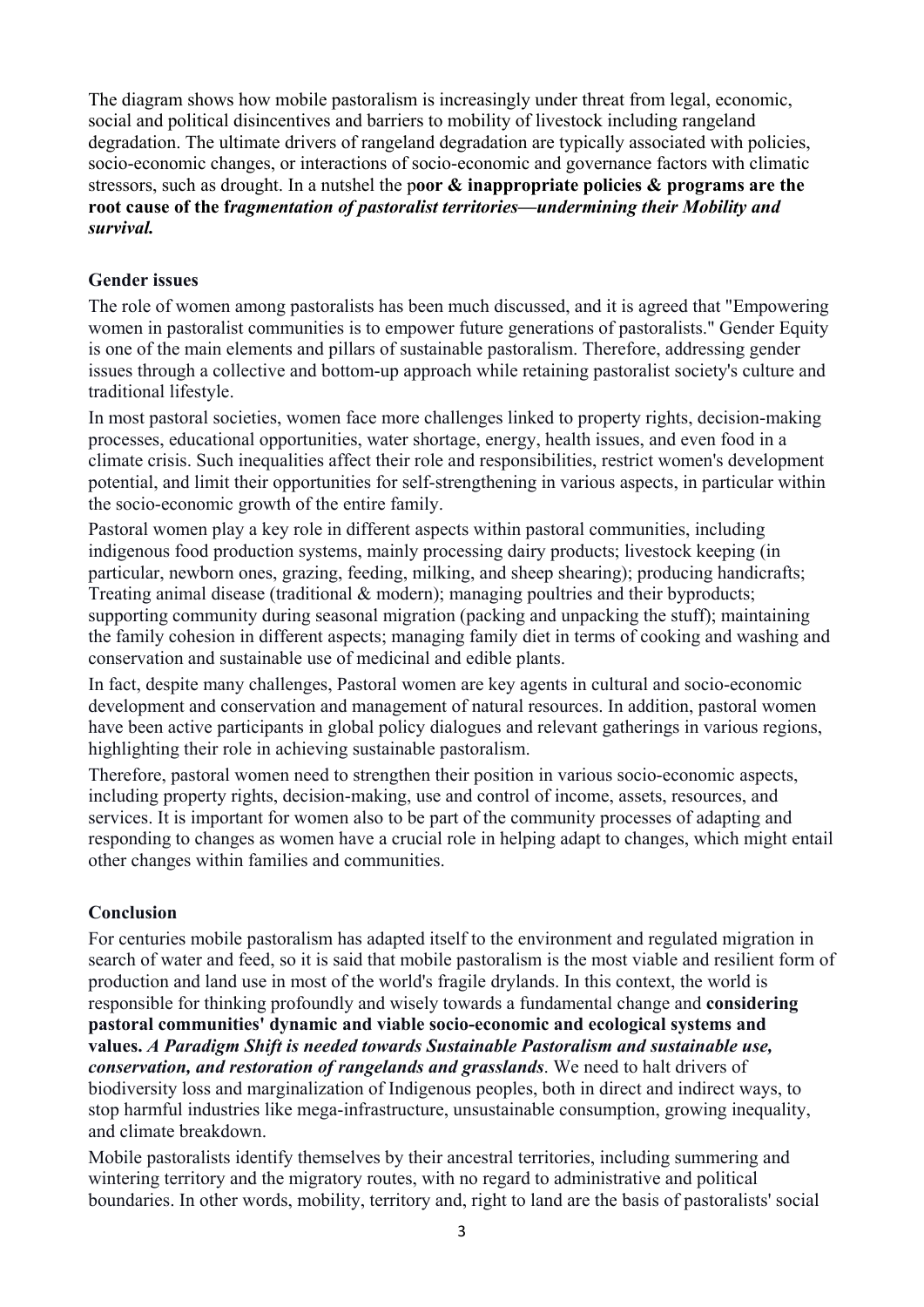The diagram shows how mobile pastoralism is increasingly under threat from legal, economic, social and political disincentives and barriers to mobility of livestock including rangeland degradation. The ultimate drivers of rangeland degradation are typically associated with policies, socio-economic changes, or interactions of socio-economic and governance factors with climatic stressors, such as drought. In a nutshel the p**oor & inappropriate policies & programs are the root cause of the f*ragmentation of pastoralist territories—undermining their Mobility and survival.***

## Gender issues

The role of women among pastoralists has been much discussed, and it is agreed that "Empowering women in pastoralist communities is to empower future generations of pastoralists." Gender Equity is one of the main elements and pillars of sustainable pastoralism. Therefore, addressing gender issues through a collective and bottom-up approach while retaining pastoralist society's culture and traditional lifestyle.

In most pastoral societies, women face more challenges linked to property rights, decision-making processes, educational opportunities, water shortage, energy, health issues, and even food in a climate crisis. Such inequalities affect their role and responsibilities, restrict women's development potential, and limit their opportunities for self-strengthening in various aspects, in particular within the socio-economic growth of the entire family.

Pastoral women play a key role in different aspects within pastoral communities, including indigenous food production systems, mainly processing dairy products; livestock keeping (in particular, newborn ones, grazing, feeding, milking, and sheep shearing); producing handicrafts; Treating animal disease (traditional & modern); managing poultries and their byproducts; supporting community during seasonal migration (packing and unpacking the stuff); maintaining the family cohesion in different aspects; managing family diet in terms of cooking and washing and conservation and sustainable use of medicinal and edible plants.

In fact, despite many challenges, Pastoral women are key agents in cultural and socio-economic development and conservation and management of natural resources. In addition, pastoral women have been active participants in global policy dialogues and relevant gatherings in various regions, highlighting their role in achieving sustainable pastoralism.

Therefore, pastoral women need to strengthen their position in various socio-economic aspects, including property rights, decision-making, use and control of income, assets, resources, and services. It is important for women also to be part of the community processes of adapting and responding to changes as women have a crucial role in helping adapt to changes, which might entail other changes within families and communities.

## Conclusion

For centuries mobile pastoralism has adapted itself to the environment and regulated migration in search of water and feed, so it is said that mobile pastoralism is the most viable and resilient form of production and land use in most of the world's fragile drylands. In this context, the world is responsible for thinking profoundly and wisely towards a fundamental change and **considering pastoral communities' dynamic and viable socio-economic and ecological systems and values.** ***A Paradigm Shift is needed towards Sustainable Pastoralism and sustainable use, conservation, and restoration of rangelands and grasslands***. We need to halt drivers of biodiversity loss and marginalization of Indigenous peoples, both in direct and indirect ways, to stop harmful industries like mega-infrastructure, unsustainable consumption, growing inequality, and climate breakdown.

Mobile pastoralists identify themselves by their ancestral territories, including summering and wintering territory and the migratory routes, with no regard to administrative and political boundaries. In other words, mobility, territory and, right to land are the basis of pastoralists' social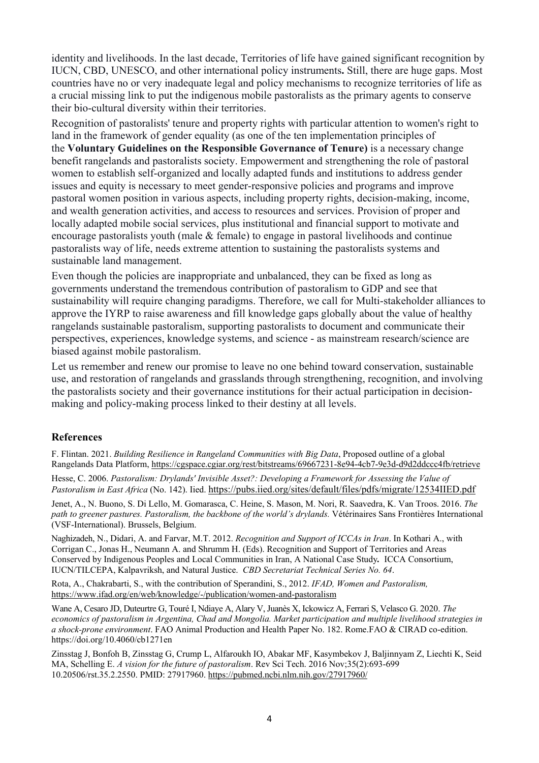identity and livelihoods. In the last decade, Territories of life have gained significant recognition by IUCN, CBD, UNESCO, and other international policy instruments**.** Still, there are huge gaps. Most countries have no or very inadequate legal and policy mechanisms to recognize territories of life as a crucial missing link to put the indigenous mobile pastoralists as the primary agents to conserve their bio-cultural diversity within their territories.

Recognition of pastoralists' tenure and property rights with particular attention to women's right to land in the framework of gender equality (as one of the ten implementation principles of the **Voluntary Guidelines on the Responsible Governance of Tenure)** is a necessary change benefit rangelands and pastoralists society. Empowerment and strengthening the role of pastoral women to establish self-organized and locally adapted funds and institutions to address gender issues and equity is necessary to meet gender-responsive policies and programs and improve pastoral women position in various aspects, including property rights, decision-making, income, and wealth generation activities, and access to resources and services. Provision of proper and locally adapted mobile social services, plus institutional and financial support to motivate and encourage pastoralists youth (male & female) to engage in pastoral livelihoods and continue pastoralists way of life, needs extreme attention to sustaining the pastoralists systems and sustainable land management.

Even though the policies are inappropriate and unbalanced, they can be fixed as long as governments understand the tremendous contribution of pastoralism to GDP and see that sustainability will require changing paradigms. Therefore, we call for Multi-stakeholder alliances to approve the IYRP to raise awareness and fill knowledge gaps globally about the value of healthy rangelands sustainable pastoralism, supporting pastoralists to document and communicate their perspectives, experiences, knowledge systems, and science - as mainstream research/science are biased against mobile pastoralism.

Let us remember and renew our promise to leave no one behind toward conservation, sustainable use, and restoration of rangelands and grasslands through strengthening, recognition, and involving the pastoralists society and their governance institutions for their actual participation in decision-making and policy-making process linked to their destiny at all levels.

## References

F. Flintan. 2021. *Building Resilience in Rangeland Communities with Big Data*, Proposed outline of a global Rangelands Data Platform, https://cgspace.cgiar.org/rest/bitstreams/69667231-8e94-4cb7-9e3d-d9d2ddccc4fb/retrieve

Hesse, C. 2006. *Pastoralism: Drylands' Invisible Asset?: Developing a Framework for Assessing the Value of Pastoralism in East Africa* (No. 142). Iied. https://pubs.iied.org/sites/default/files/pdfs/migrate/12534IIED.pdf

Jenet, A., N. Buono, S. Di Lello, M. Gomarasca, C. Heine, S. Mason, M. Nori, R. Saavedra, K. Van Troos. 2016. *The path to greener pastures. Pastoralism, the backbone of the world's drylands.* Vétérinaires Sans Frontières International (VSF-International). Brussels, Belgium.

Naghizadeh, N., Didari, A. and Farvar, M.T. 2012. *Recognition and Support of ICCAs in Iran*. In Kothari A., with Corrigan C., Jonas H., Neumann A. and Shrumm H. (Eds). Recognition and Support of Territories and Areas Conserved by Indigenous Peoples and Local Communities in Iran, A National Case Study**.** ICCA Consortium, IUCN/TILCEPA, Kalpavriksh, and Natural Justice. *CBD Secretariat Technical Series No. 64*.

Rota, A., Chakrabarti, S., with the contribution of Sperandini, S., 2012. *IFAD, Women and Pastoralism,* https://www.ifad.org/en/web/knowledge/-/publication/women-and-pastoralism

Wane A, Cesaro JD, Duteurtre G, Touré I, Ndiaye A, Alary V, Juanès X, Ickowicz A, Ferrari S, Velasco G. 2020. *The economics of pastoralism in Argentina, Chad and Mongolia. Market participation and multiple livelihood strategies in a shock-prone environment*. FAO Animal Production and Health Paper No. 182. Rome.FAO & CIRAD co-edition. https://doi.org/10.4060/cb1271en

Zinsstag J, Bonfoh B, Zinsstag G, Crump L, Alfaroukh IO, Abakar MF, Kasymbekov J, Baljinnyam Z, Liechti K, Seid MA, Schelling E. *A vision for the future of pastoralism*. Rev Sci Tech. 2016 Nov;35(2):693-699 10.20506/rst.35.2.2550. PMID: 27917960. https://pubmed.ncbi.nlm.nih.gov/27917960/